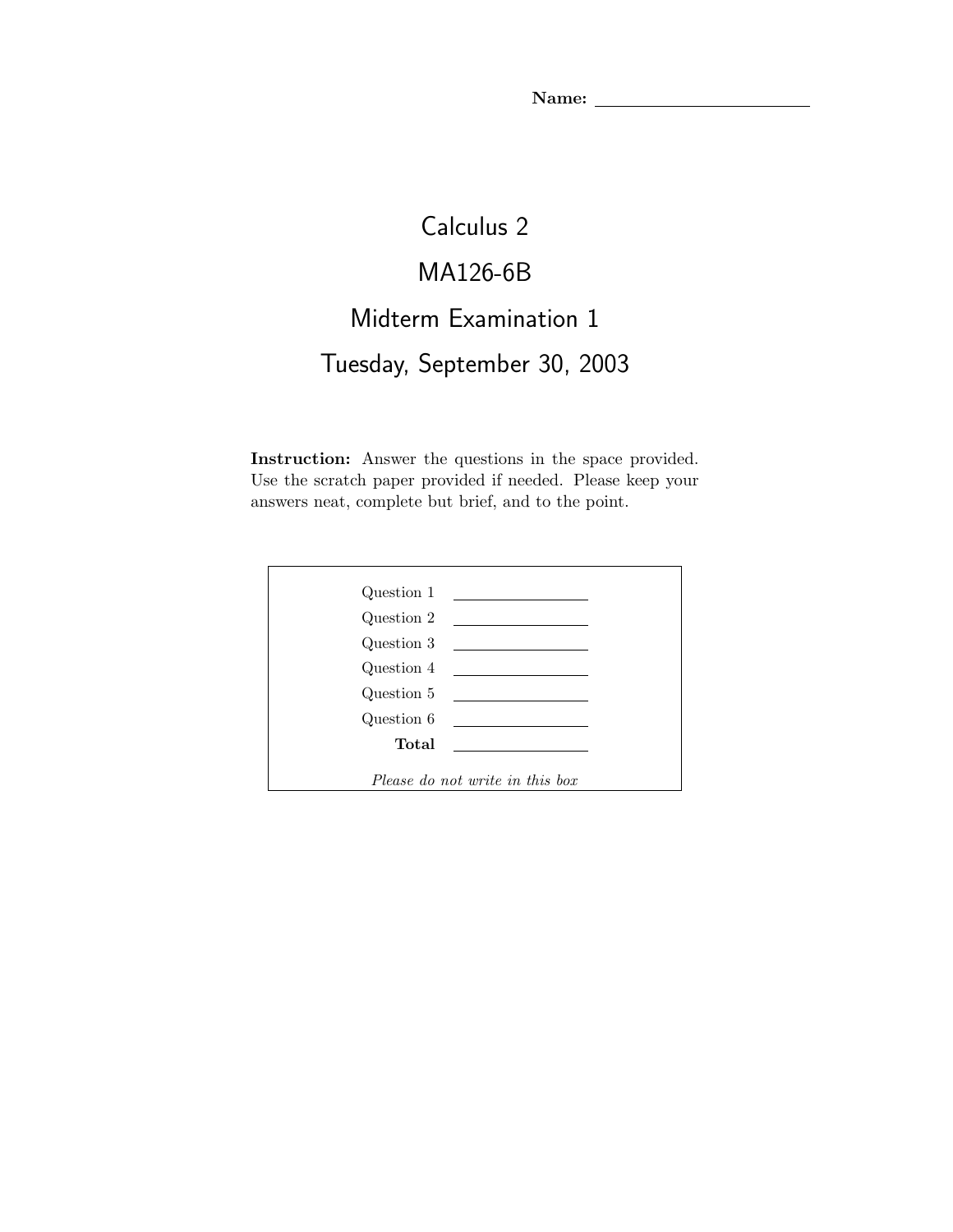**Name:** ________________________

# Calculus 2

# MA126-6B

# Midterm Examination 1

# Tuesday, September 30, 2003

**Instruction:** Answer the questions in the space provided. Use the scratch paper provided if needed. Please keep your answers neat, complete but brief, and to the point.

| | |
|---|---|
| Question 1 | ________ |
| Question 2 | ________ |
| Question 3 | ________ |
| Question 4 | ________ |
| Question 5 | ________ |
| Question 6 | ________ |
| **Total** | ________ |

*Please do not write in this box*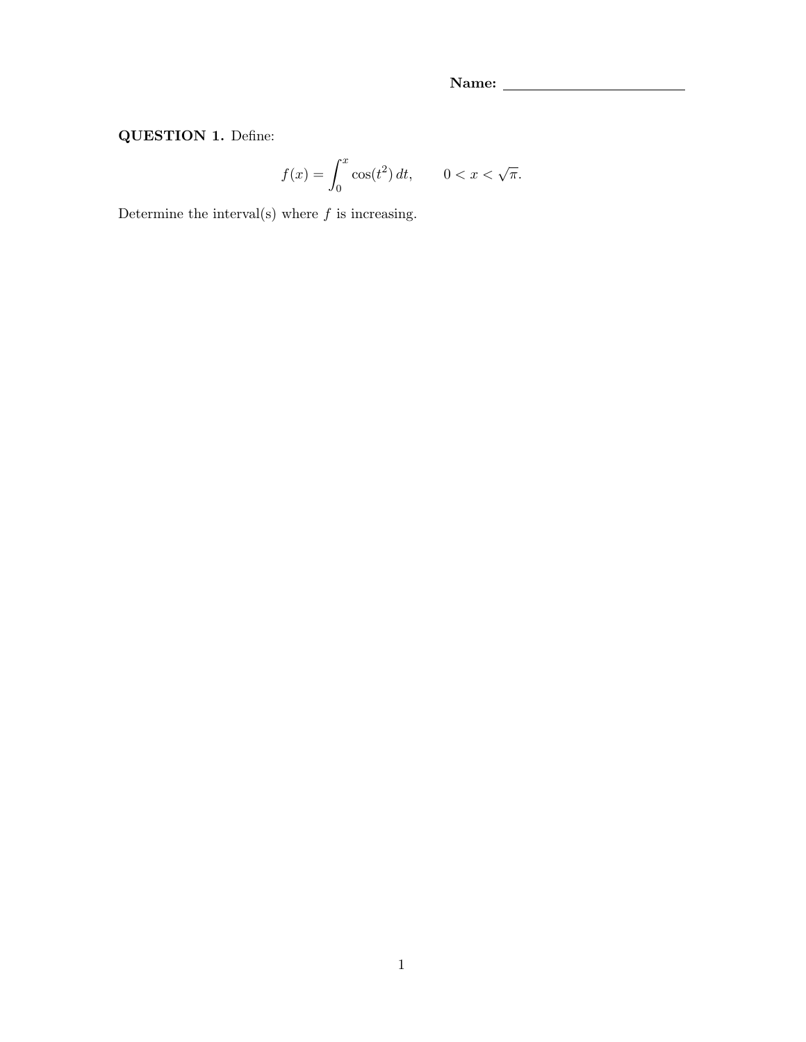**Name:** ________________________

**QUESTION 1.** Define:

$$f(x) = \int_0^x \cos(t^2)\, dt, \qquad 0 < x < \sqrt{\pi}.$$

Determine the interval(s) where $f$ is increasing.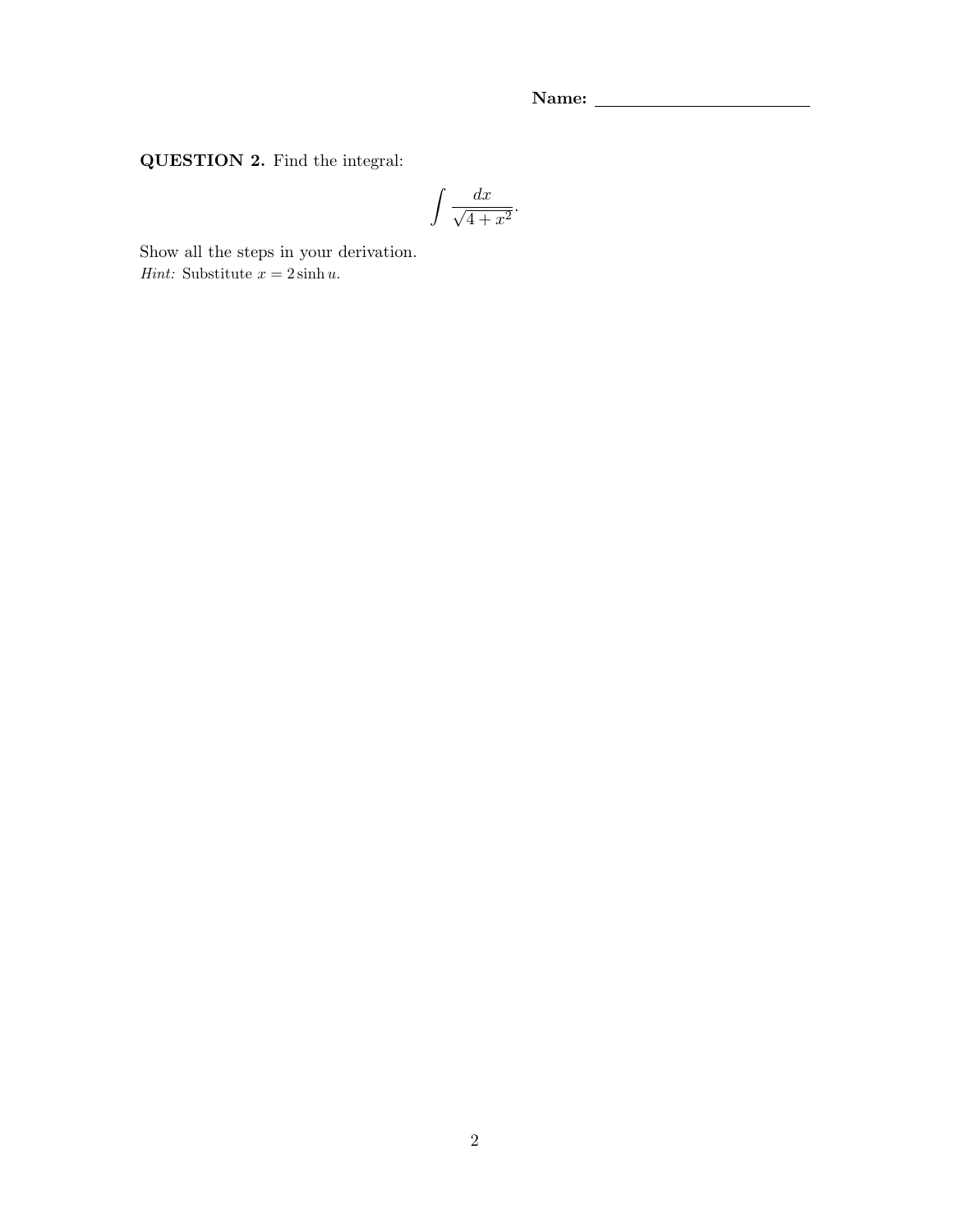**Name:** ________________________

**QUESTION 2.** Find the integral:

$$\int \frac{dx}{\sqrt{4+x^2}}.$$

Show all the steps in your derivation.
*Hint:* Substitute $x = 2\sinh u$.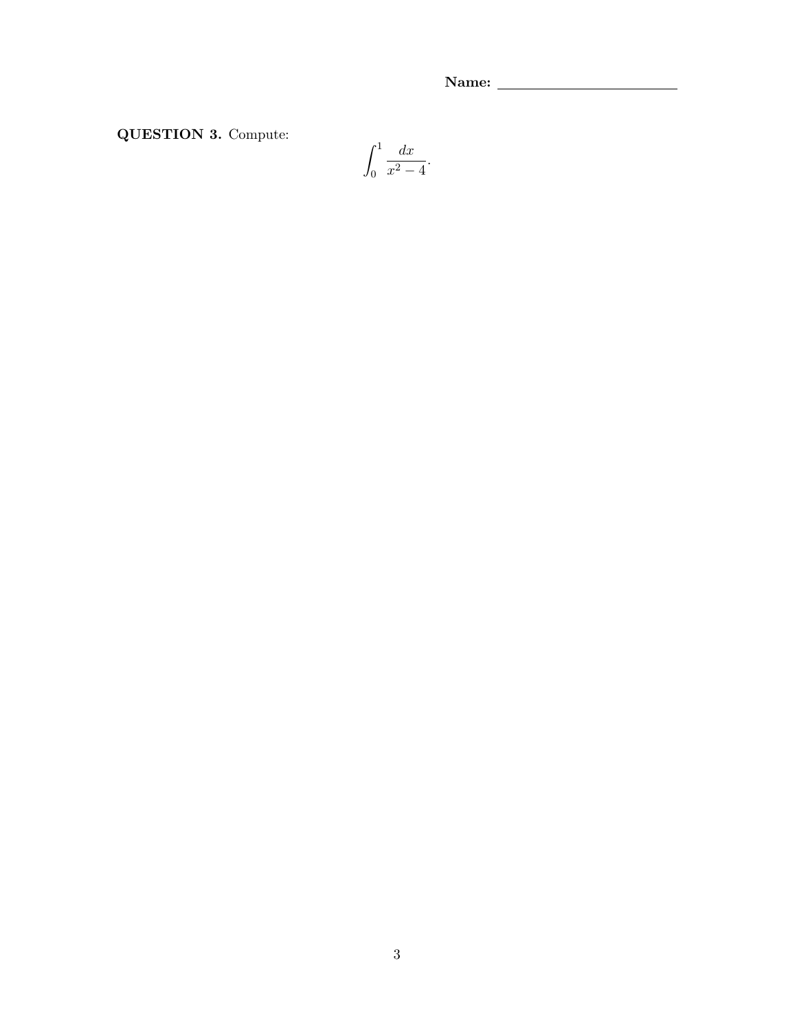**Name:** ________________________

**QUESTION 3.** Compute:

$$\int_0^1 \frac{dx}{x^2 - 4}.$$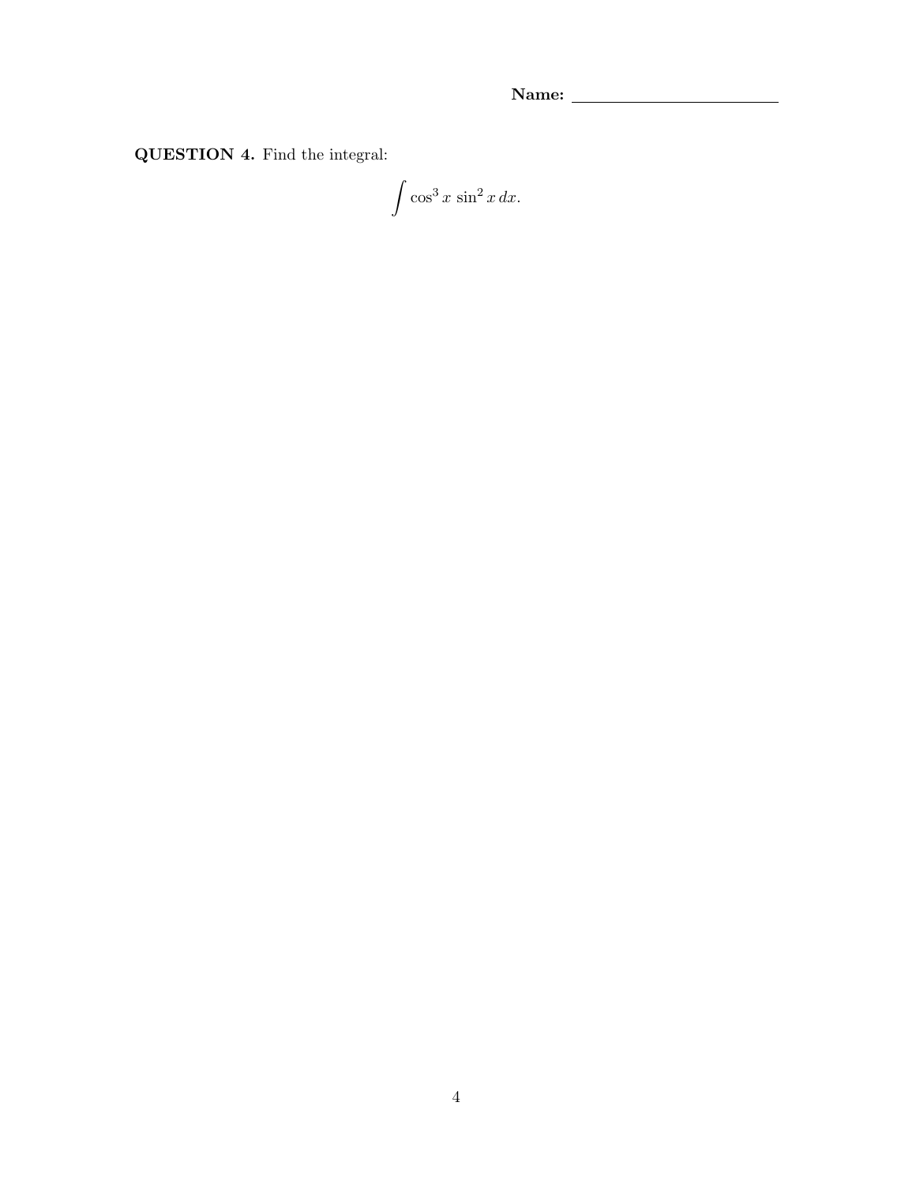**Name:** ______________________

**QUESTION 4.** Find the integral:

$$\int \cos^3 x \, \sin^2 x \, dx.$$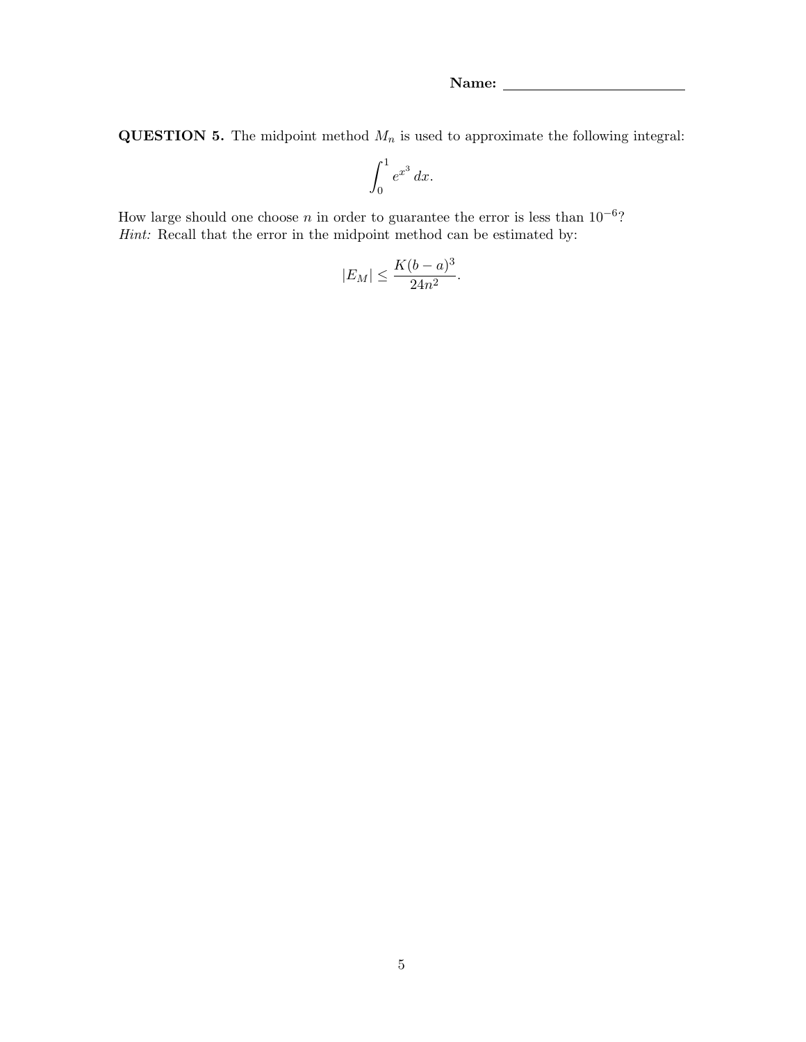**Name:** ______________________

**QUESTION 5.** The midpoint method $M_n$ is used to approximate the following integral:

$$\int_0^1 e^{x^3}\, dx.$$

How large should one choose $n$ in order to guarantee the error is less than $10^{-6}$?
*Hint:* Recall that the error in the midpoint method can be estimated by:

$$|E_M| \leq \frac{K(b-a)^3}{24n^2}.$$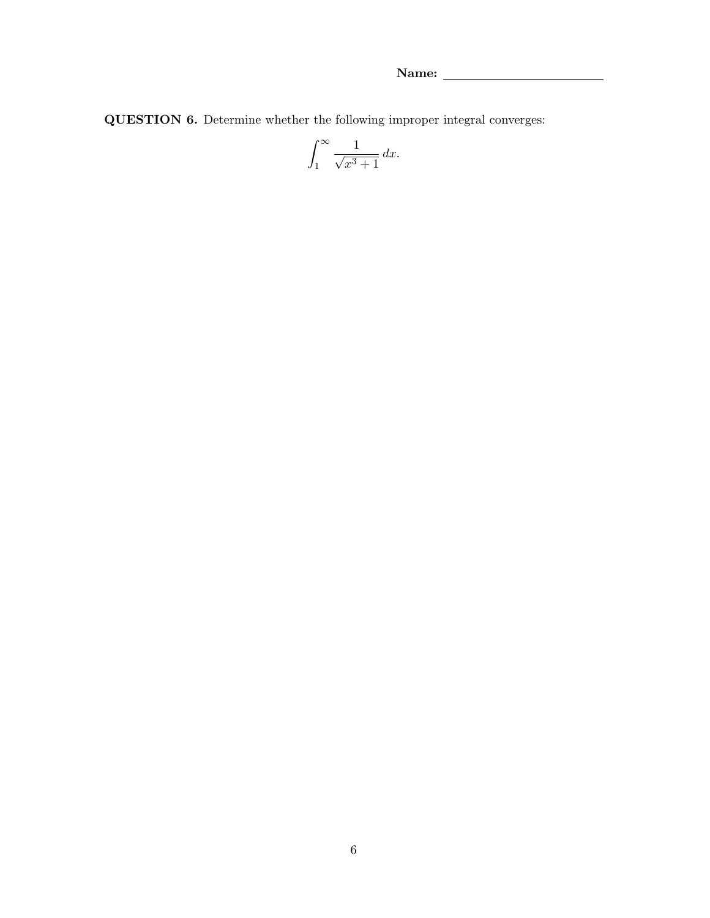**Name:** ________________________

**QUESTION 6.** Determine whether the following improper integral converges:

$$\int_1^\infty \frac{1}{\sqrt{x^3+1}}\,dx.$$